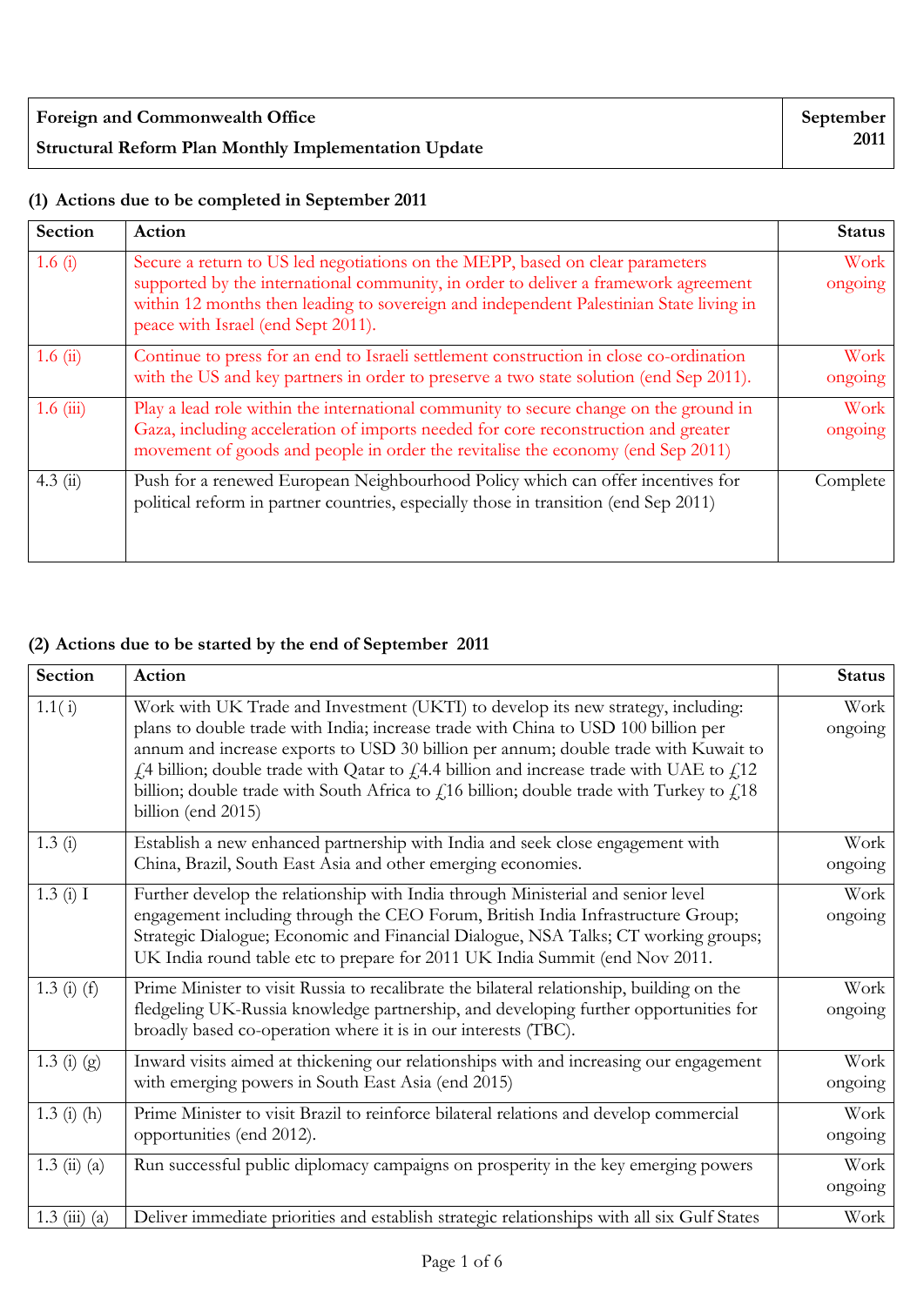| Foreign and Commonwealth Office<br>Structural Reform Plan Monthly Implementation Update | September 2011 |
|---|---|

## (1) Actions due to be completed in September 2011

| Section | Action | Status |
|---|---|---|
| 1.6 (i) | Secure a return to US led negotiations on the MEPP, based on clear parameters supported by the international community, in order to deliver a framework agreement within 12 months then leading to sovereign and independent Palestinian State living in peace with Israel (end Sept 2011). | Work ongoing |
| 1.6 (ii) | Continue to press for an end to Israeli settlement construction in close co-ordination with the US and key partners in order to preserve a two state solution (end Sep 2011). | Work ongoing |
| 1.6 (iii) | Play a lead role within the international community to secure change on the ground in Gaza, including acceleration of imports needed for core reconstruction and greater movement of goods and people in order the revitalise the economy (end Sep 2011) | Work ongoing |
| 4.3 (ii) | Push for a renewed European Neighbourhood Policy which can offer incentives for political reform in partner countries, especially those in transition (end Sep 2011) | Complete |

## (2) Actions due to be started by the end of September 2011

| Section | Action | Status |
|---|---|---|
| 1.1( i) | Work with UK Trade and Investment (UKTI) to develop its new strategy, including: plans to double trade with India; increase trade with China to USD 100 billion per annum and increase exports to USD 30 billion per annum; double trade with Kuwait to £4 billion; double trade with Qatar to £4.4 billion and increase trade with UAE to £12 billion; double trade with South Africa to £16 billion; double trade with Turkey to £18 billion (end 2015) | Work ongoing |
| 1.3 (i) | Establish a new enhanced partnership with India and seek close engagement with China, Brazil, South East Asia and other emerging economies. | Work ongoing |
| 1.3 (i) I | Further develop the relationship with India through Ministerial and senior level engagement including through the CEO Forum, British India Infrastructure Group; Strategic Dialogue; Economic and Financial Dialogue, NSA Talks; CT working groups; UK India round table etc to prepare for 2011 UK India Summit (end Nov 2011. | Work ongoing |
| 1.3 (i) (f) | Prime Minister to visit Russia to recalibrate the bilateral relationship, building on the fledgeling UK-Russia knowledge partnership, and developing further opportunities for broadly based co-operation where it is in our interests (TBC). | Work ongoing |
| 1.3 (i) (g) | Inward visits aimed at thickening our relationships with and increasing our engagement with emerging powers in South East Asia (end 2015) | Work ongoing |
| 1.3 (i) (h) | Prime Minister to visit Brazil to reinforce bilateral relations and develop commercial opportunities (end 2012). | Work ongoing |
| 1.3 (ii) (a) | Run successful public diplomacy campaigns on prosperity in the key emerging powers | Work ongoing |
| 1.3 (iii) (a) | Deliver immediate priorities and establish strategic relationships with all six Gulf States | Work |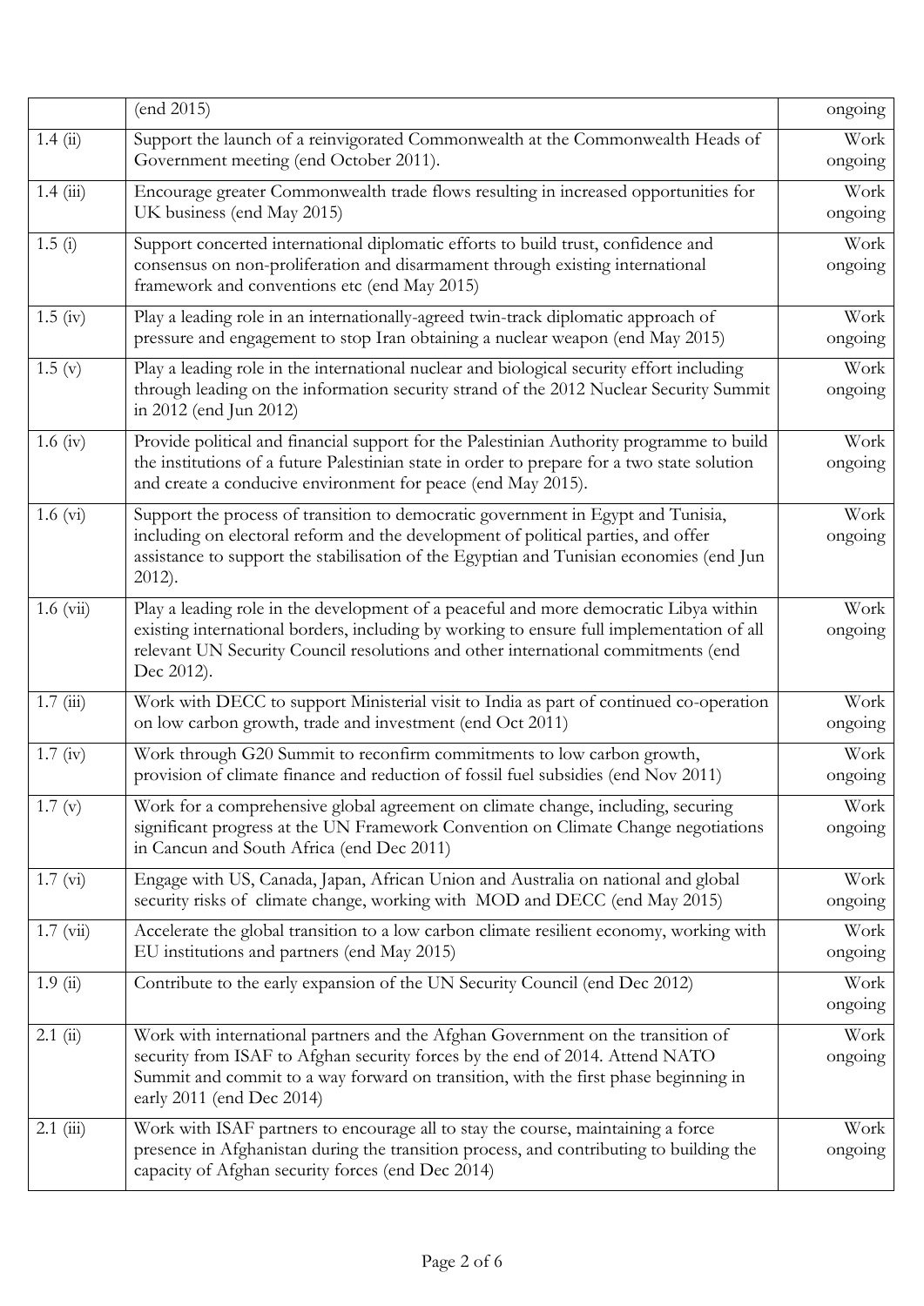| | | |
|---|---|---|
| | (end 2015) | ongoing |
| 1.4 (ii) | Support the launch of a reinvigorated Commonwealth at the Commonwealth Heads of Government meeting (end October 2011). | Work ongoing |
| 1.4 (iii) | Encourage greater Commonwealth trade flows resulting in increased opportunities for UK business (end May 2015) | Work ongoing |
| 1.5 (i) | Support concerted international diplomatic efforts to build trust, confidence and consensus on non-proliferation and disarmament through existing international framework and conventions etc (end May 2015) | Work ongoing |
| 1.5 (iv) | Play a leading role in an internationally-agreed twin-track diplomatic approach of pressure and engagement to stop Iran obtaining a nuclear weapon (end May 2015) | Work ongoing |
| 1.5 (v) | Play a leading role in the international nuclear and biological security effort including through leading on the information security strand of the 2012 Nuclear Security Summit in 2012 (end Jun 2012) | Work ongoing |
| 1.6 (iv) | Provide political and financial support for the Palestinian Authority programme to build the institutions of a future Palestinian state in order to prepare for a two state solution and create a conducive environment for peace (end May 2015). | Work ongoing |
| 1.6 (vi) | Support the process of transition to democratic government in Egypt and Tunisia, including on electoral reform and the development of political parties, and offer assistance to support the stabilisation of the Egyptian and Tunisian economies (end Jun 2012). | Work ongoing |
| 1.6 (vii) | Play a leading role in the development of a peaceful and more democratic Libya within existing international borders, including by working to ensure full implementation of all relevant UN Security Council resolutions and other international commitments (end Dec 2012). | Work ongoing |
| 1.7 (iii) | Work with DECC to support Ministerial visit to India as part of continued co-operation on low carbon growth, trade and investment (end Oct 2011) | Work ongoing |
| 1.7 (iv) | Work through G20 Summit to reconfirm commitments to low carbon growth, provision of climate finance and reduction of fossil fuel subsidies (end Nov 2011) | Work ongoing |
| 1.7 (v) | Work for a comprehensive global agreement on climate change, including, securing significant progress at the UN Framework Convention on Climate Change negotiations in Cancun and South Africa (end Dec 2011) | Work ongoing |
| 1.7 (vi) | Engage with US, Canada, Japan, African Union and Australia on national and global security risks of climate change, working with MOD and DECC (end May 2015) | Work ongoing |
| 1.7 (vii) | Accelerate the global transition to a low carbon climate resilient economy, working with EU institutions and partners (end May 2015) | Work ongoing |
| 1.9 (ii) | Contribute to the early expansion of the UN Security Council (end Dec 2012) | Work ongoing |
| 2.1 (ii) | Work with international partners and the Afghan Government on the transition of security from ISAF to Afghan security forces by the end of 2014. Attend NATO Summit and commit to a way forward on transition, with the first phase beginning in early 2011 (end Dec 2014) | Work ongoing |
| 2.1 (iii) | Work with ISAF partners to encourage all to stay the course, maintaining a force presence in Afghanistan during the transition process, and contributing to building the capacity of Afghan security forces (end Dec 2014) | Work ongoing |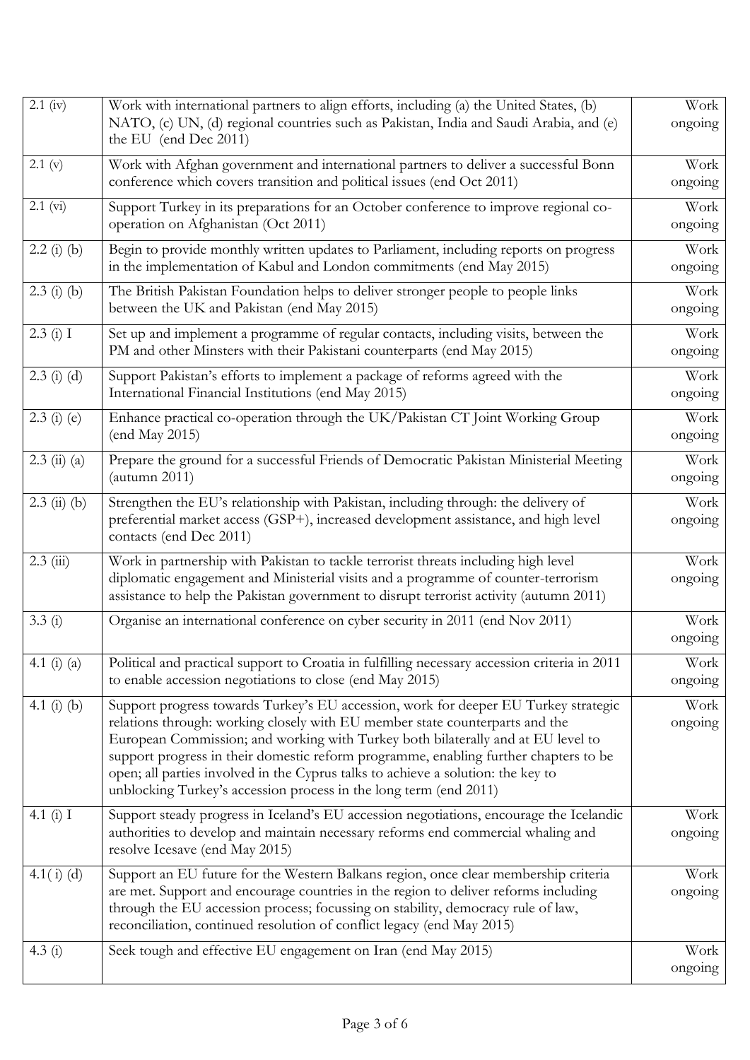| | | |
|---|---|---|
| 2.1 (iv) | Work with international partners to align efforts, including (a) the United States, (b) NATO, (c) UN, (d) regional countries such as Pakistan, India and Saudi Arabia, and (e) the EU (end Dec 2011) | Work ongoing |
| 2.1 (v) | Work with Afghan government and international partners to deliver a successful Bonn conference which covers transition and political issues (end Oct 2011) | Work ongoing |
| 2.1 (vi) | Support Turkey in its preparations for an October conference to improve regional co-operation on Afghanistan (Oct 2011) | Work ongoing |
| 2.2 (i) (b) | Begin to provide monthly written updates to Parliament, including reports on progress in the implementation of Kabul and London commitments (end May 2015) | Work ongoing |
| 2.3 (i) (b) | The British Pakistan Foundation helps to deliver stronger people to people links between the UK and Pakistan (end May 2015) | Work ongoing |
| 2.3 (i) I | Set up and implement a programme of regular contacts, including visits, between the PM and other Minsters with their Pakistani counterparts (end May 2015) | Work ongoing |
| 2.3 (i) (d) | Support Pakistan's efforts to implement a package of reforms agreed with the International Financial Institutions (end May 2015) | Work ongoing |
| 2.3 (i) (e) | Enhance practical co-operation through the UK/Pakistan CT Joint Working Group (end May 2015) | Work ongoing |
| 2.3 (ii) (a) | Prepare the ground for a successful Friends of Democratic Pakistan Ministerial Meeting (autumn 2011) | Work ongoing |
| 2.3 (ii) (b) | Strengthen the EU's relationship with Pakistan, including through: the delivery of preferential market access (GSP+), increased development assistance, and high level contacts (end Dec 2011) | Work ongoing |
| 2.3 (iii) | Work in partnership with Pakistan to tackle terrorist threats including high level diplomatic engagement and Ministerial visits and a programme of counter-terrorism assistance to help the Pakistan government to disrupt terrorist activity (autumn 2011) | Work ongoing |
| 3.3 (i) | Organise an international conference on cyber security in 2011 (end Nov 2011) | Work ongoing |
| 4.1 (i) (a) | Political and practical support to Croatia in fulfilling necessary accession criteria in 2011 to enable accession negotiations to close (end May 2015) | Work ongoing |
| 4.1 (i) (b) | Support progress towards Turkey's EU accession, work for deeper EU Turkey strategic relations through: working closely with EU member state counterparts and the European Commission; and working with Turkey both bilaterally and at EU level to support progress in their domestic reform programme, enabling further chapters to be open; all parties involved in the Cyprus talks to achieve a solution: the key to unblocking Turkey's accession process in the long term (end 2011) | Work ongoing |
| 4.1 (i) I | Support steady progress in Iceland's EU accession negotiations, encourage the Icelandic authorities to develop and maintain necessary reforms end commercial whaling and resolve Icesave (end May 2015) | Work ongoing |
| 4.1( i) (d) | Support an EU future for the Western Balkans region, once clear membership criteria are met. Support and encourage countries in the region to deliver reforms including through the EU accession process; focussing on stability, democracy rule of law, reconciliation, continued resolution of conflict legacy (end May 2015) | Work ongoing |
| 4.3 (i) | Seek tough and effective EU engagement on Iran (end May 2015) | Work ongoing |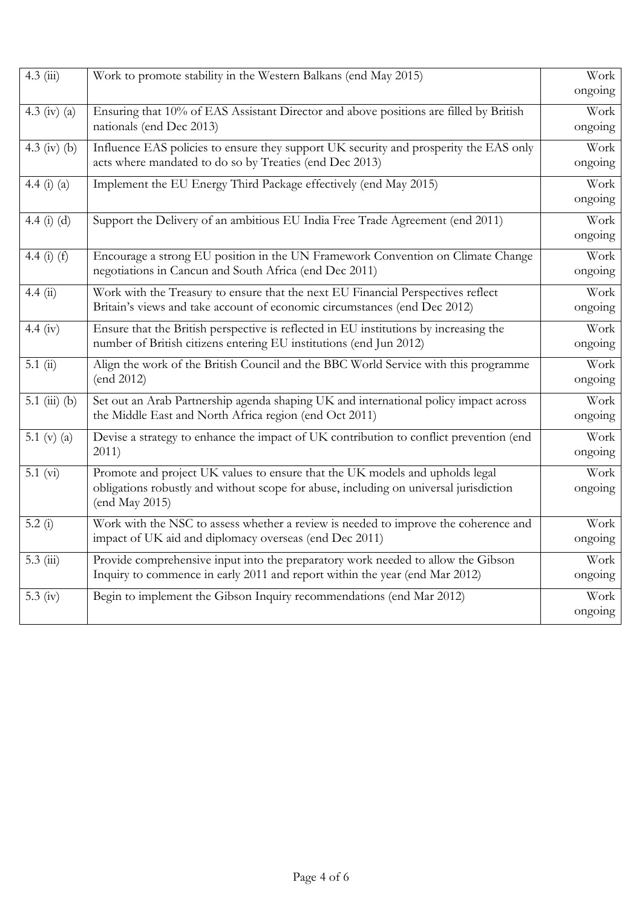| | | |
|---|---|---|
| 4.3 (iii) | Work to promote stability in the Western Balkans (end May 2015) | Work ongoing |
| 4.3 (iv) (a) | Ensuring that 10% of EAS Assistant Director and above positions are filled by British nationals (end Dec 2013) | Work ongoing |
| 4.3 (iv) (b) | Influence EAS policies to ensure they support UK security and prosperity the EAS only acts where mandated to do so by Treaties (end Dec 2013) | Work ongoing |
| 4.4 (i) (a) | Implement the EU Energy Third Package effectively (end May 2015) | Work ongoing |
| 4.4 (i) (d) | Support the Delivery of an ambitious EU India Free Trade Agreement (end 2011) | Work ongoing |
| 4.4 (i) (f) | Encourage a strong EU position in the UN Framework Convention on Climate Change negotiations in Cancun and South Africa (end Dec 2011) | Work ongoing |
| 4.4 (ii) | Work with the Treasury to ensure that the next EU Financial Perspectives reflect Britain's views and take account of economic circumstances (end Dec 2012) | Work ongoing |
| 4.4 (iv) | Ensure that the British perspective is reflected in EU institutions by increasing the number of British citizens entering EU institutions (end Jun 2012) | Work ongoing |
| 5.1 (ii) | Align the work of the British Council and the BBC World Service with this programme (end 2012) | Work ongoing |
| 5.1 (iii) (b) | Set out an Arab Partnership agenda shaping UK and international policy impact across the Middle East and North Africa region (end Oct 2011) | Work ongoing |
| 5.1 (v) (a) | Devise a strategy to enhance the impact of UK contribution to conflict prevention (end 2011) | Work ongoing |
| 5.1 (vi) | Promote and project UK values to ensure that the UK models and upholds legal obligations robustly and without scope for abuse, including on universal jurisdiction (end May 2015) | Work ongoing |
| 5.2 (i) | Work with the NSC to assess whether a review is needed to improve the coherence and impact of UK aid and diplomacy overseas (end Dec 2011) | Work ongoing |
| 5.3 (iii) | Provide comprehensive input into the preparatory work needed to allow the Gibson Inquiry to commence in early 2011 and report within the year (end Mar 2012) | Work ongoing |
| 5.3 (iv) | Begin to implement the Gibson Inquiry recommendations (end Mar 2012) | Work ongoing |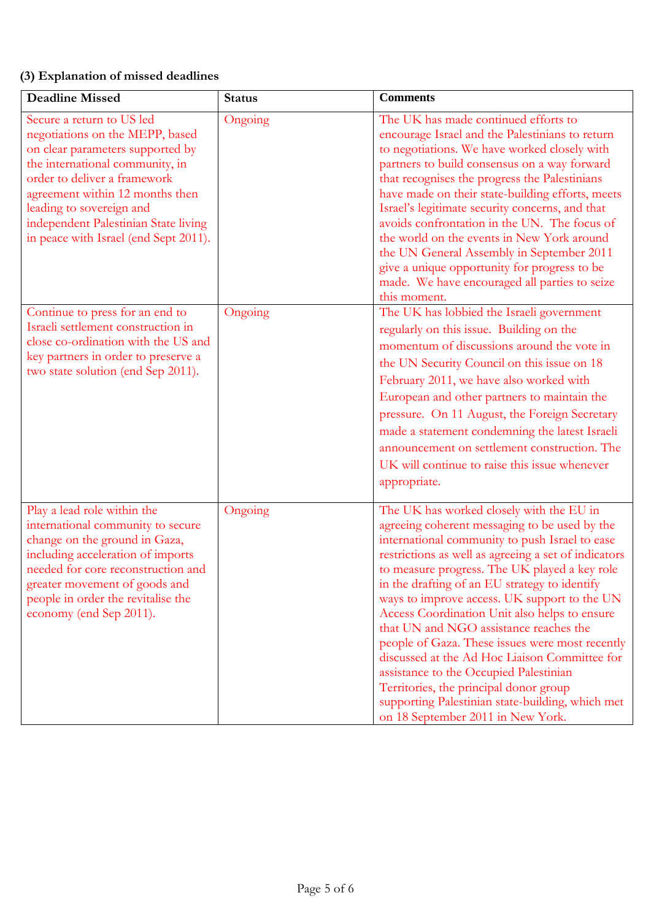**(3) Explanation of missed deadlines**

| Deadline Missed | Status | Comments |
|---|---|---|
| Secure a return to US led negotiations on the MEPP, based on clear parameters supported by the international community, in order to deliver a framework agreement within 12 months then leading to sovereign and independent Palestinian State living in peace with Israel (end Sept 2011). | Ongoing | The UK has made continued efforts to encourage Israel and the Palestinians to return to negotiations. We have worked closely with partners to build consensus on a way forward that recognises the progress the Palestinians have made on their state-building efforts, meets Israel's legitimate security concerns, and that avoids confrontation in the UN. The focus of the world on the events in New York around the UN General Assembly in September 2011 give a unique opportunity for progress to be made. We have encouraged all parties to seize this moment. |
| Continue to press for an end to Israeli settlement construction in close co-ordination with the US and key partners in order to preserve a two state solution (end Sep 2011). | Ongoing | The UK has lobbied the Israeli government regularly on this issue. Building on the momentum of discussions around the vote in the UN Security Council on this issue on 18 February 2011, we have also worked with European and other partners to maintain the pressure. On 11 August, the Foreign Secretary made a statement condemning the latest Israeli announcement on settlement construction. The UK will continue to raise this issue whenever appropriate. |
| Play a lead role within the international community to secure change on the ground in Gaza, including acceleration of imports needed for core reconstruction and greater movement of goods and people in order the revitalise the economy (end Sep 2011). | Ongoing | The UK has worked closely with the EU in agreeing coherent messaging to be used by the international community to push Israel to ease restrictions as well as agreeing a set of indicators to measure progress. The UK played a key role in the drafting of an EU strategy to identify ways to improve access. UK support to the UN Access Coordination Unit also helps to ensure that UN and NGO assistance reaches the people of Gaza. These issues were most recently discussed at the Ad Hoc Liaison Committee for assistance to the Occupied Palestinian Territories, the principal donor group supporting Palestinian state-building, which met on 18 September 2011 in New York. |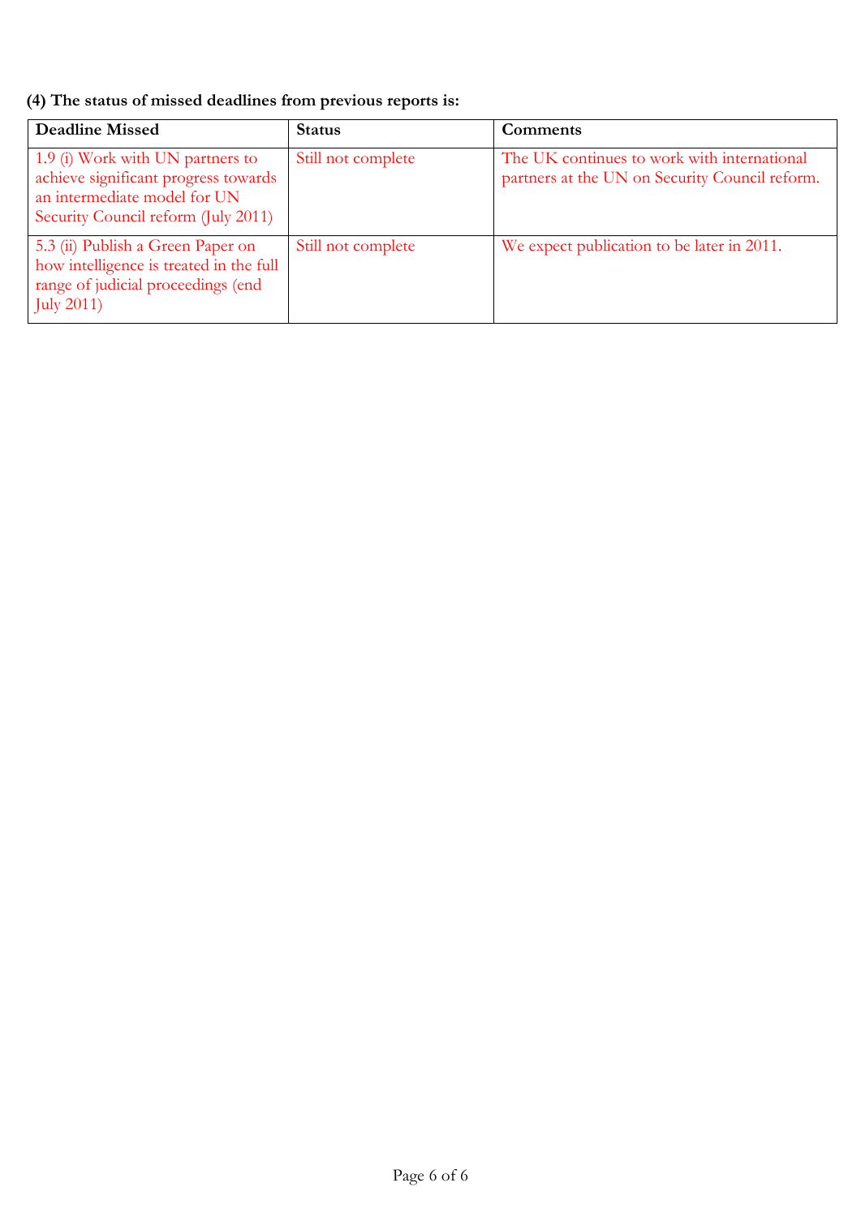**(4) The status of missed deadlines from previous reports is:**

| Deadline Missed | Status | Comments |
|---|---|---|
| 1.9 (i) Work with UN partners to achieve significant progress towards an intermediate model for UN Security Council reform (July 2011) | Still not complete | The UK continues to work with international partners at the UN on Security Council reform. |
| 5.3 (ii) Publish a Green Paper on how intelligence is treated in the full range of judicial proceedings (end July 2011) | Still not complete | We expect publication to be later in 2011. |